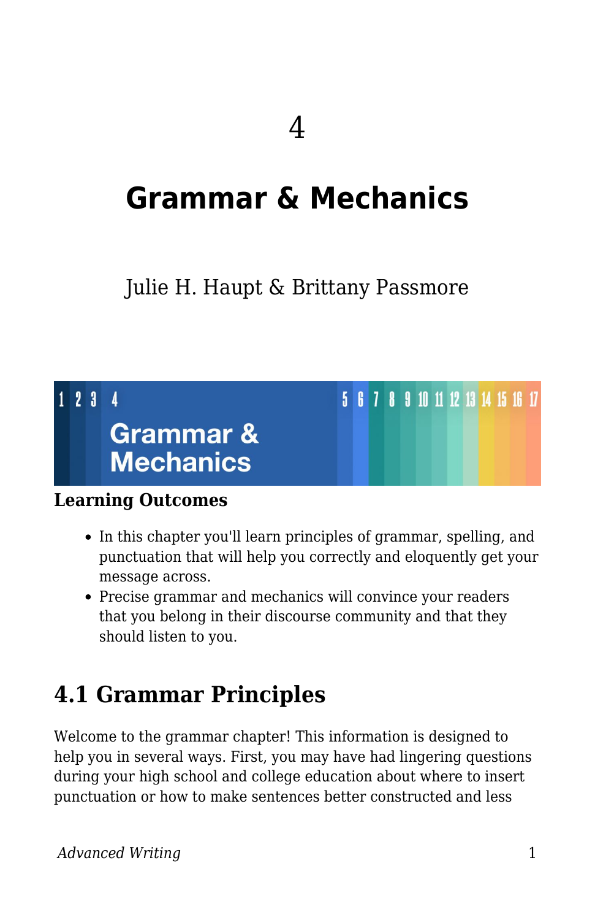4

# Grammar & Mechanics

Julie H. Haupt & Brittany Passmore

**Learning Outcomes**

- In this chapter you'll learn principles of grammar, spelling, and punctuation that will help you correctly and eloquently get your message across.
- Precise grammar and mechanics will convince your readers that you belong in their discourse community and that they should listen to you.

## 4.1 Grammar Principles

Welcome to the grammar chapter! This information is designed to help you in several ways. First, you may have had lingering questions during your high school and college education about where to insert punctuation or how to make sentences better constructed and less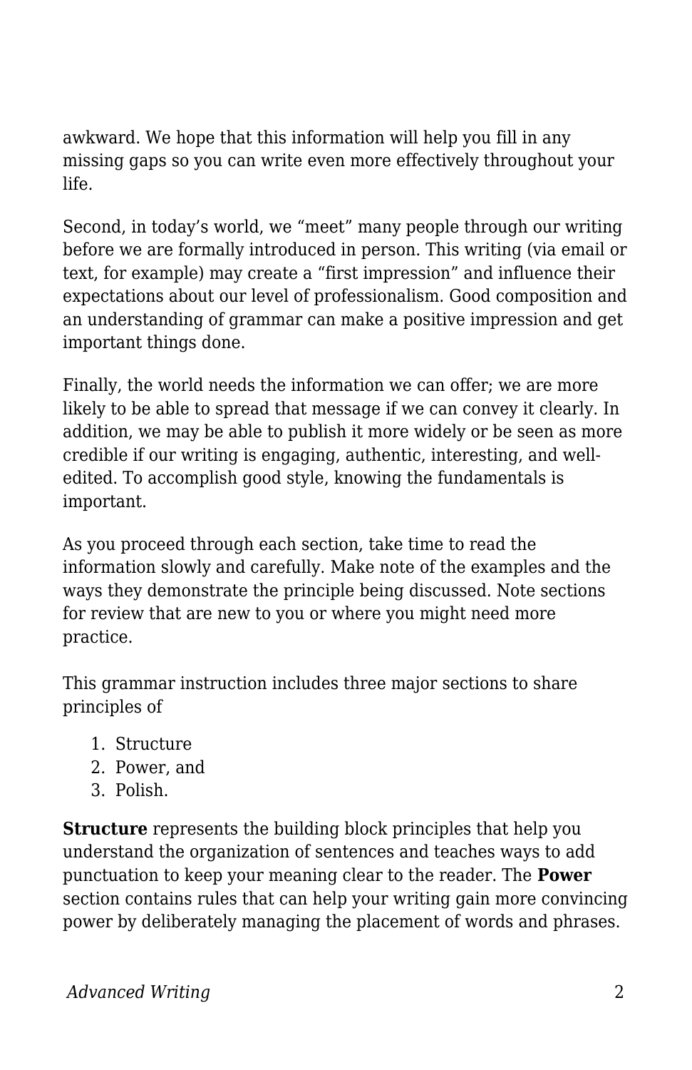awkward. We hope that this information will help you fill in any missing gaps so you can write even more effectively throughout your life.

Second, in today's world, we "meet" many people through our writing before we are formally introduced in person. This writing (via email or text, for example) may create a "first impression" and influence their expectations about our level of professionalism. Good composition and an understanding of grammar can make a positive impression and get important things done.

Finally, the world needs the information we can offer; we are more likely to be able to spread that message if we can convey it clearly. In addition, we may be able to publish it more widely or be seen as more credible if our writing is engaging, authentic, interesting, and well-edited. To accomplish good style, knowing the fundamentals is important.

As you proceed through each section, take time to read the information slowly and carefully. Make note of the examples and the ways they demonstrate the principle being discussed. Note sections for review that are new to you or where you might need more practice.

This grammar instruction includes three major sections to share principles of

1. Structure
2. Power, and
3. Polish.

**Structure** represents the building block principles that help you understand the organization of sentences and teaches ways to add punctuation to keep your meaning clear to the reader. The **Power** section contains rules that can help your writing gain more convincing power by deliberately managing the placement of words and phrases.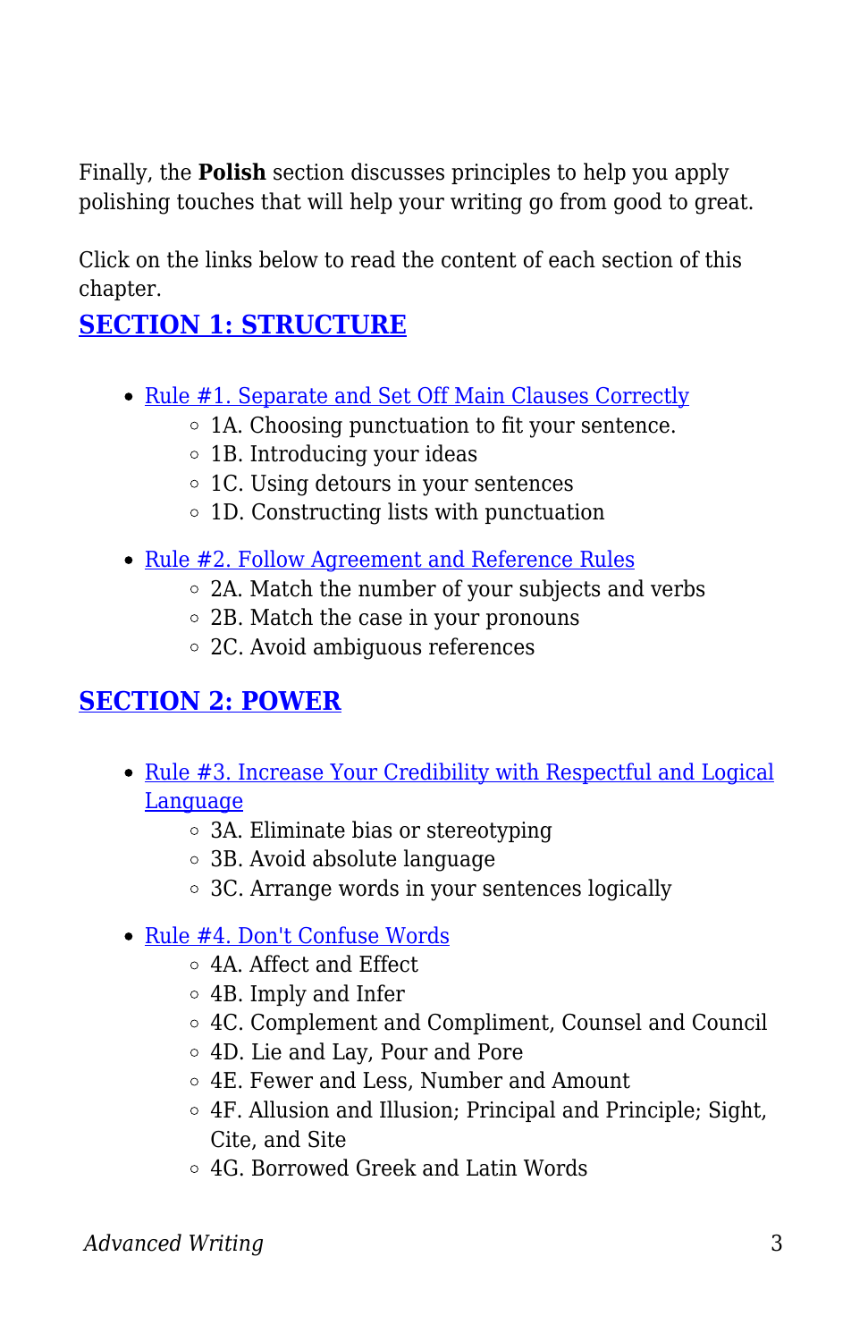Finally, the **Polish** section discusses principles to help you apply polishing touches that will help your writing go from good to great.

Click on the links below to read the content of each section of this chapter.

## SECTION 1: STRUCTURE

- Rule #1. Separate and Set Off Main Clauses Correctly
  - 1A. Choosing punctuation to fit your sentence.
  - 1B. Introducing your ideas
  - 1C. Using detours in your sentences
  - 1D. Constructing lists with punctuation
- Rule #2. Follow Agreement and Reference Rules
  - 2A. Match the number of your subjects and verbs
  - 2B. Match the case in your pronouns
  - 2C. Avoid ambiguous references

## SECTION 2: POWER

- Rule #3. Increase Your Credibility with Respectful and Logical Language
  - 3A. Eliminate bias or stereotyping
  - 3B. Avoid absolute language
  - 3C. Arrange words in your sentences logically
- Rule #4. Don't Confuse Words
  - 4A. Affect and Effect
  - 4B. Imply and Infer
  - 4C. Complement and Compliment, Counsel and Council
  - 4D. Lie and Lay, Pour and Pore
  - 4E. Fewer and Less, Number and Amount
  - 4F. Allusion and Illusion; Principal and Principle; Sight, Cite, and Site
  - 4G. Borrowed Greek and Latin Words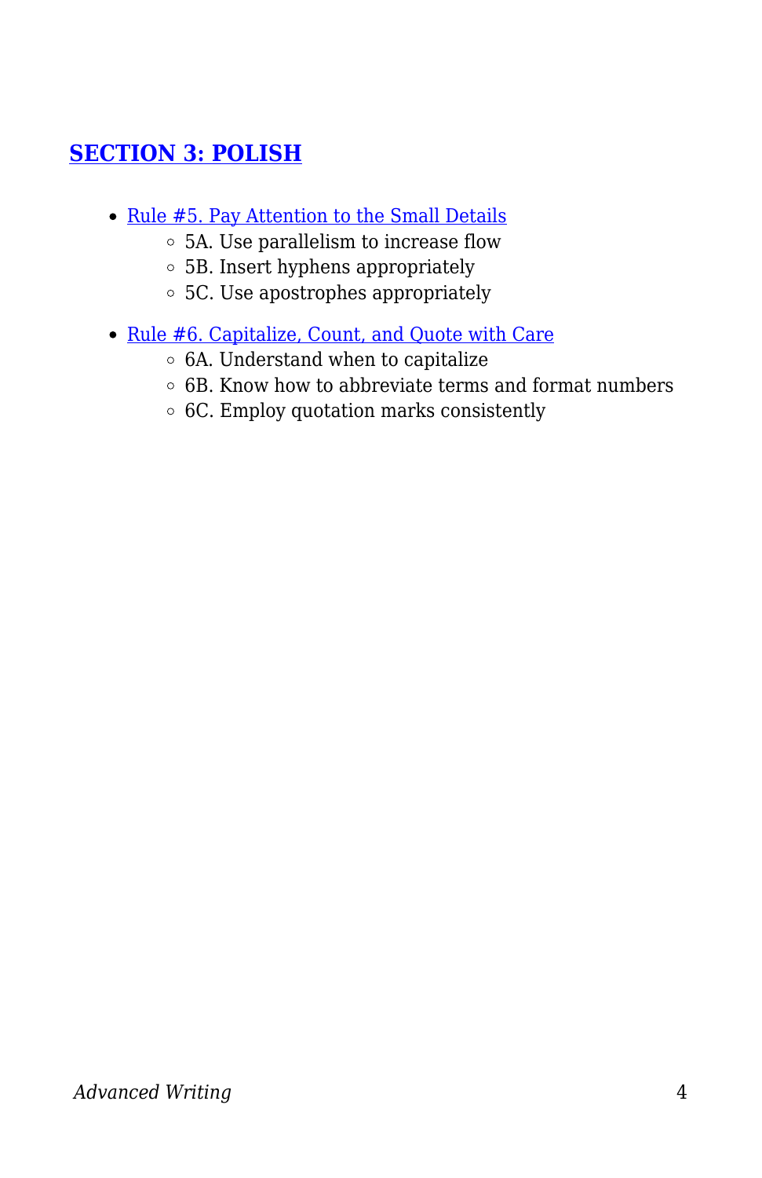## SECTION 3: POLISH

- Rule #5. Pay Attention to the Small Details
    - 5A. Use parallelism to increase flow
    - 5B. Insert hyphens appropriately
    - 5C. Use apostrophes appropriately
- Rule #6. Capitalize, Count, and Quote with Care
    - 6A. Understand when to capitalize
    - 6B. Know how to abbreviate terms and format numbers
    - 6C. Employ quotation marks consistently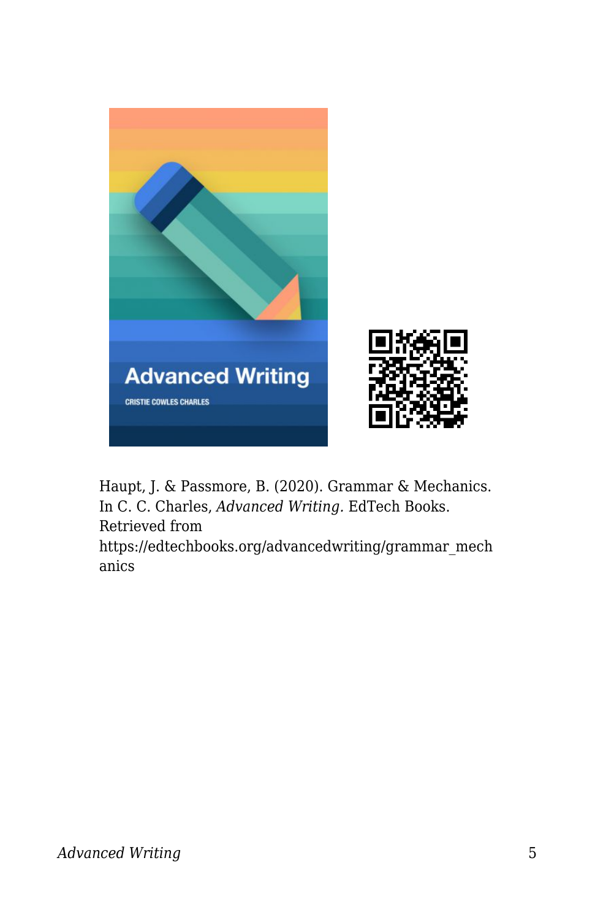Haupt, J. & Passmore, B. (2020). Grammar & Mechanics. In C. C. Charles, *Advanced Writing*. EdTech Books. Retrieved from https://edtechbooks.org/advancedwriting/grammar_mechanics